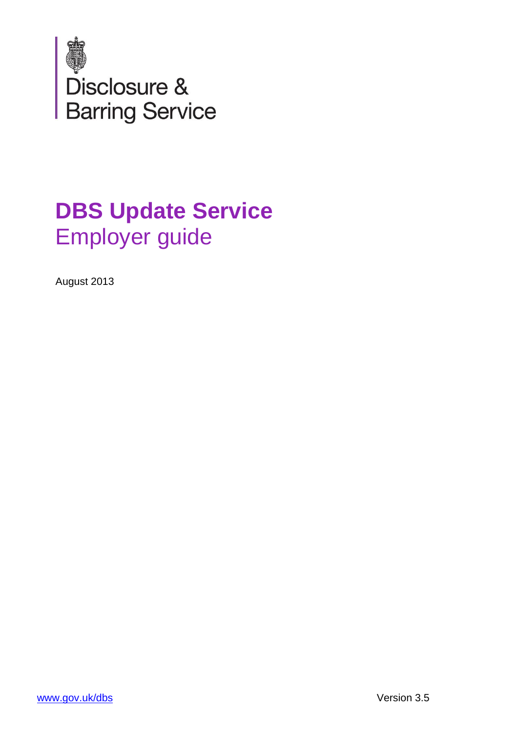Disclosure &
Barring Service

# DBS Update Service

## Employer guide

August 2013

www.gov.uk/dbs

Version 3.5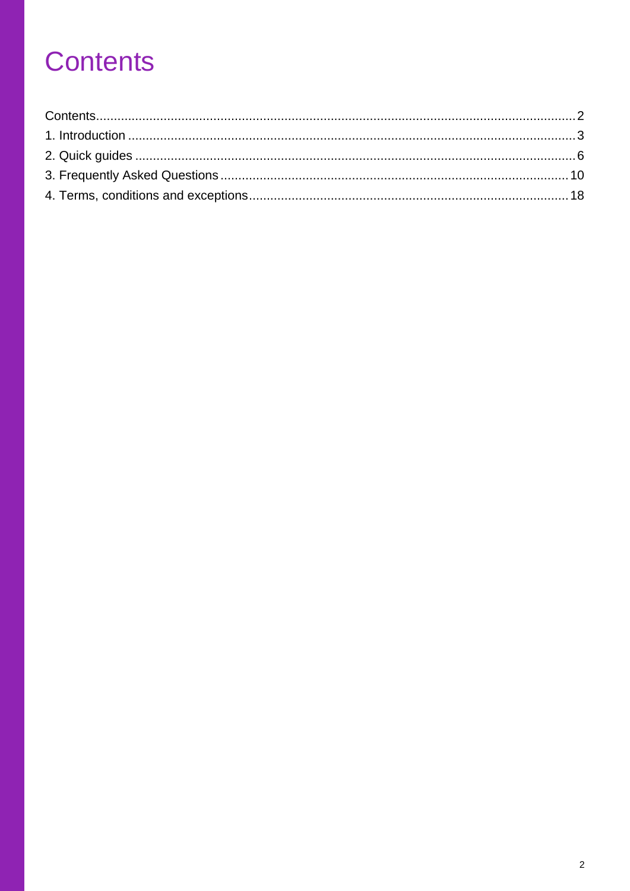# Contents

Contents....................................................................................................................2
1. Introduction ............................................................................................................3
2. Quick guides ..........................................................................................................6
3. Frequently Asked Questions ................................................................................10
4. Terms, conditions and exceptions.........................................................................18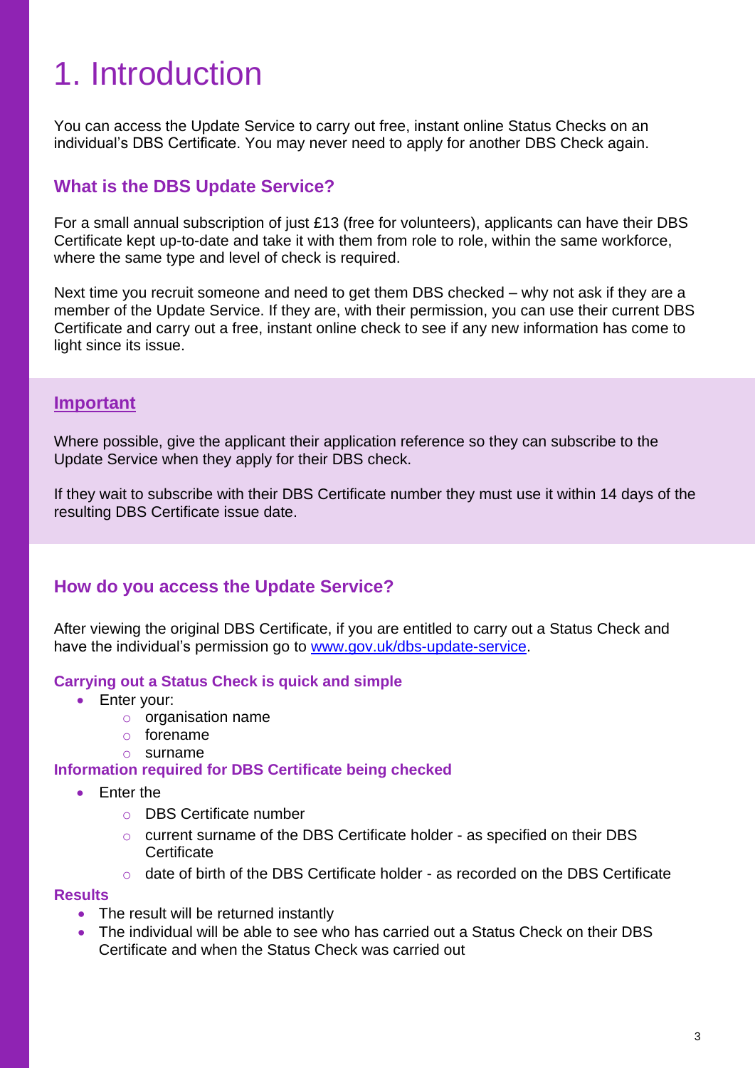# 1. Introduction

You can access the Update Service to carry out free, instant online Status Checks on an individual's DBS Certificate. You may never need to apply for another DBS Check again.

## What is the DBS Update Service?

For a small annual subscription of just £13 (free for volunteers), applicants can have their DBS Certificate kept up-to-date and take it with them from role to role, within the same workforce, where the same type and level of check is required.

Next time you recruit someone and need to get them DBS checked – why not ask if they are a member of the Update Service. If they are, with their permission, you can use their current DBS Certificate and carry out a free, instant online check to see if any new information has come to light since its issue.

### Important

Where possible, give the applicant their application reference so they can subscribe to the Update Service when they apply for their DBS check.

If they wait to subscribe with their DBS Certificate number they must use it within 14 days of the resulting DBS Certificate issue date.

## How do you access the Update Service?

After viewing the original DBS Certificate, if you are entitled to carry out a Status Check and have the individual's permission go to [www.gov.uk/dbs-update-service](http://www.gov.uk/dbs-update-service).

### Carrying out a Status Check is quick and simple

- Enter your:
  - organisation name
  - forename
  - surname

### Information required for DBS Certificate being checked

- Enter the
  - DBS Certificate number
  - current surname of the DBS Certificate holder - as specified on their DBS Certificate
  - date of birth of the DBS Certificate holder - as recorded on the DBS Certificate

### Results

- The result will be returned instantly
- The individual will be able to see who has carried out a Status Check on their DBS Certificate and when the Status Check was carried out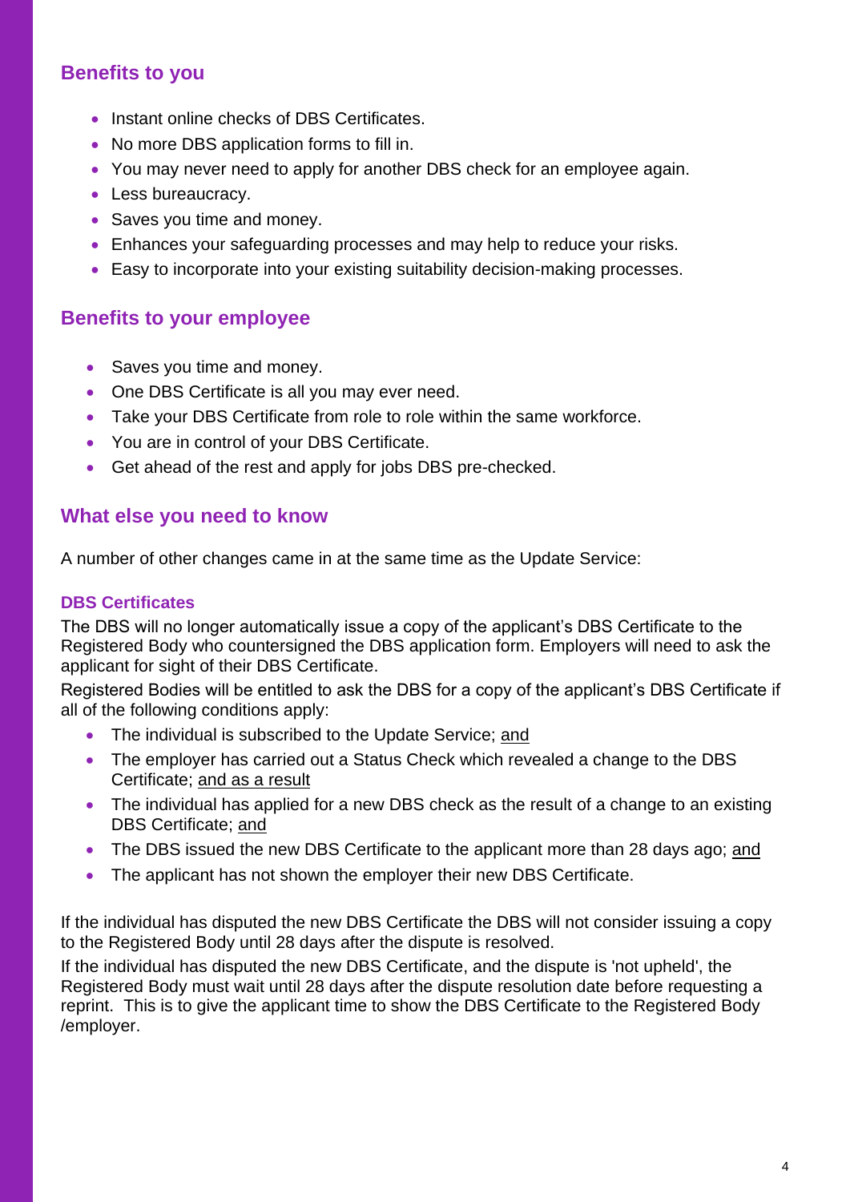## Benefits to you

- Instant online checks of DBS Certificates.
- No more DBS application forms to fill in.
- You may never need to apply for another DBS check for an employee again.
- Less bureaucracy.
- Saves you time and money.
- Enhances your safeguarding processes and may help to reduce your risks.
- Easy to incorporate into your existing suitability decision-making processes.

## Benefits to your employee

- Saves you time and money.
- One DBS Certificate is all you may ever need.
- Take your DBS Certificate from role to role within the same workforce.
- You are in control of your DBS Certificate.
- Get ahead of the rest and apply for jobs DBS pre-checked.

## What else you need to know

A number of other changes came in at the same time as the Update Service:

### DBS Certificates

The DBS will no longer automatically issue a copy of the applicant's DBS Certificate to the Registered Body who countersigned the DBS application form. Employers will need to ask the applicant for sight of their DBS Certificate.

Registered Bodies will be entitled to ask the DBS for a copy of the applicant's DBS Certificate if all of the following conditions apply:

- The individual is subscribed to the Update Service; and
- The employer has carried out a Status Check which revealed a change to the DBS Certificate; and as a result
- The individual has applied for a new DBS check as the result of a change to an existing DBS Certificate; and
- The DBS issued the new DBS Certificate to the applicant more than 28 days ago; and
- The applicant has not shown the employer their new DBS Certificate.

If the individual has disputed the new DBS Certificate the DBS will not consider issuing a copy to the Registered Body until 28 days after the dispute is resolved.

If the individual has disputed the new DBS Certificate, and the dispute is 'not upheld', the Registered Body must wait until 28 days after the dispute resolution date before requesting a reprint. This is to give the applicant time to show the DBS Certificate to the Registered Body /employer.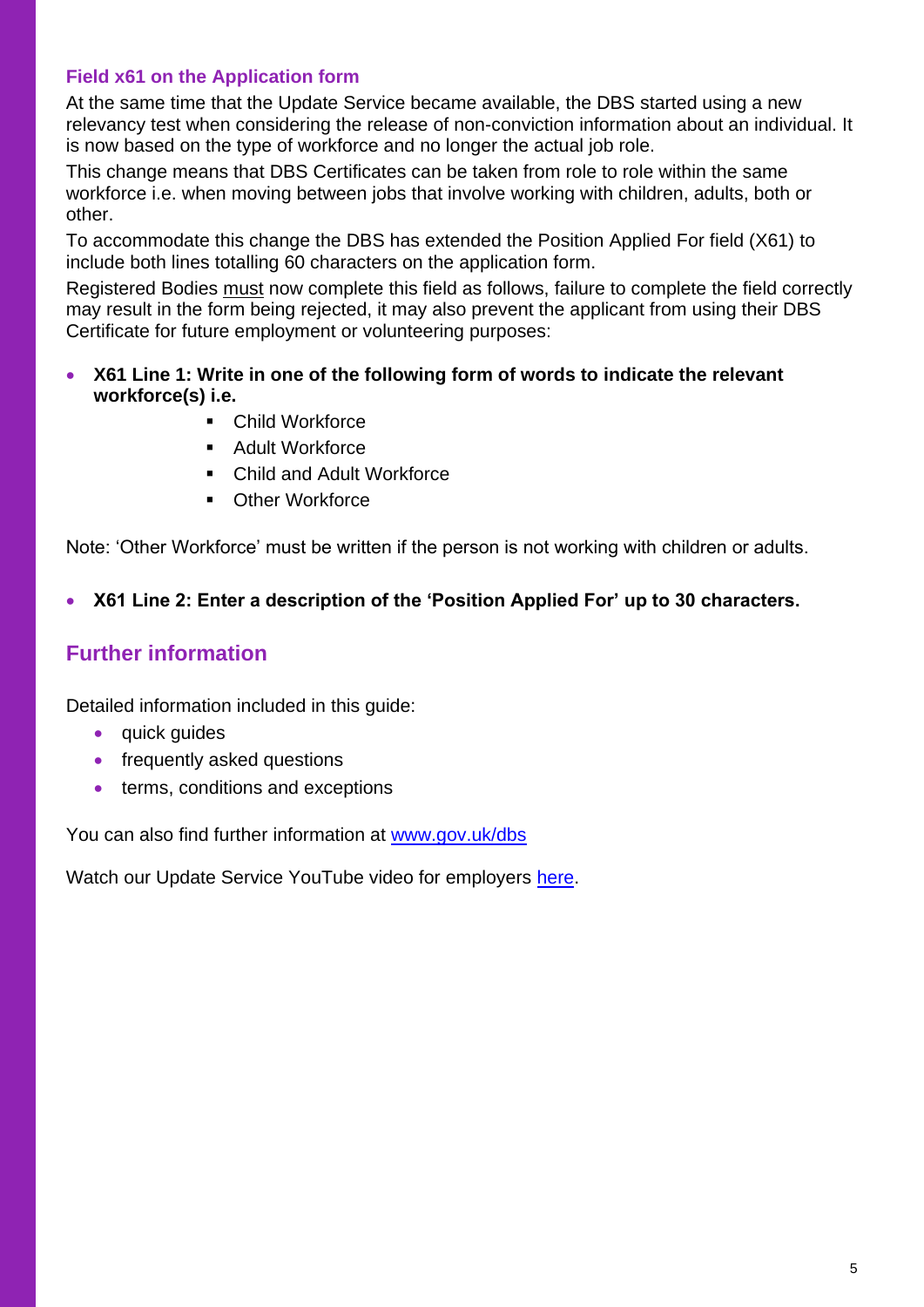### Field x61 on the Application form

At the same time that the Update Service became available, the DBS started using a new relevancy test when considering the release of non-conviction information about an individual. It is now based on the type of workforce and no longer the actual job role.

This change means that DBS Certificates can be taken from role to role within the same workforce i.e. when moving between jobs that involve working with children, adults, both or other.

To accommodate this change the DBS has extended the Position Applied For field (X61) to include both lines totalling 60 characters on the application form.

Registered Bodies must now complete this field as follows, failure to complete the field correctly may result in the form being rejected, it may also prevent the applicant from using their DBS Certificate for future employment or volunteering purposes:

- **X61 Line 1: Write in one of the following form of words to indicate the relevant workforce(s) i.e.**
  - Child Workforce
  - Adult Workforce
  - Child and Adult Workforce
  - Other Workforce

Note: 'Other Workforce' must be written if the person is not working with children or adults.

- **X61 Line 2: Enter a description of the 'Position Applied For' up to 30 characters.**

## Further information

Detailed information included in this guide:

- quick guides
- frequently asked questions
- terms, conditions and exceptions

You can also find further information at [www.gov.uk/dbs](www.gov.uk/dbs)

Watch our Update Service YouTube video for employers [here](here).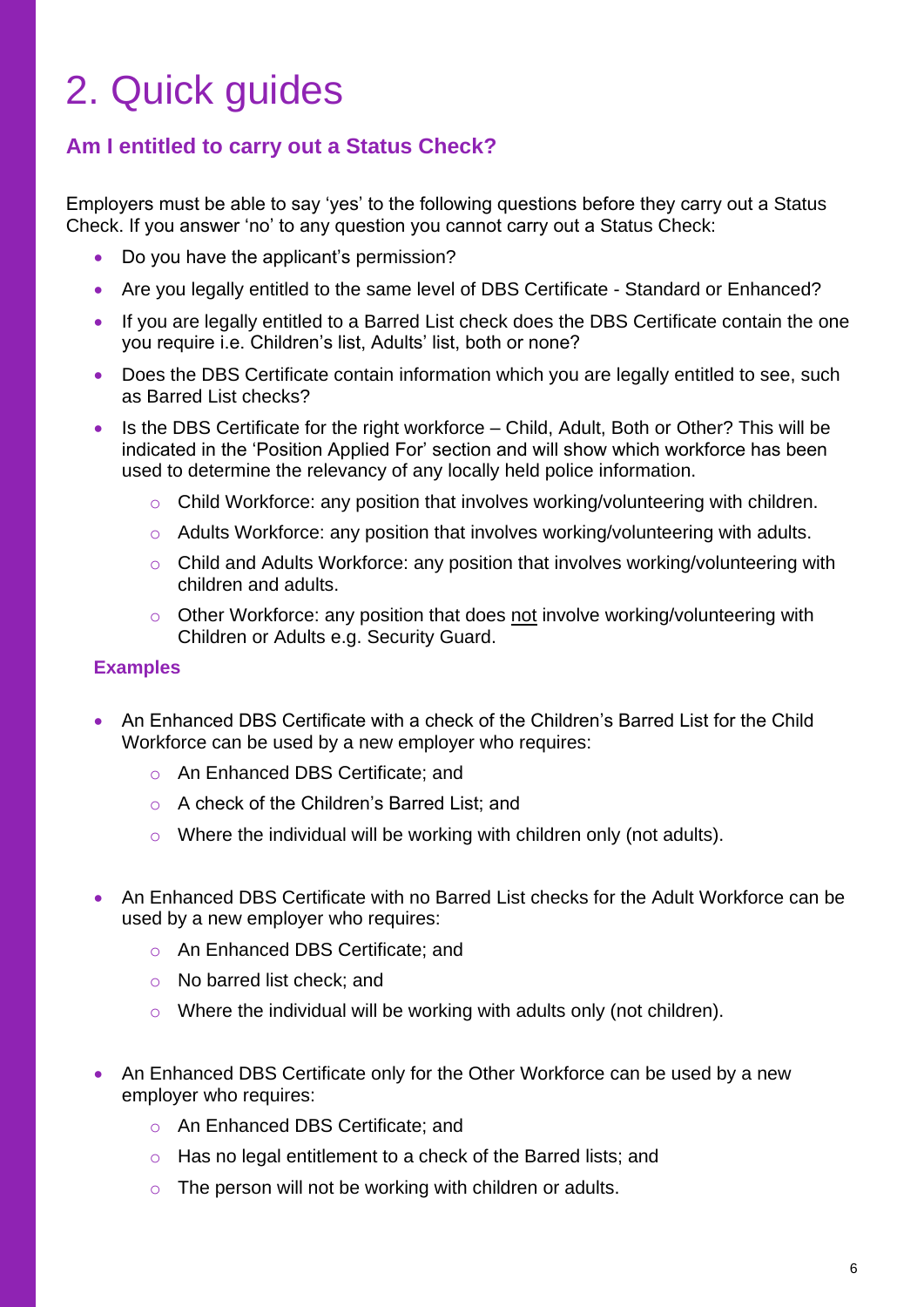# 2. Quick guides

### Am I entitled to carry out a Status Check?

Employers must be able to say 'yes' to the following questions before they carry out a Status Check. If you answer 'no' to any question you cannot carry out a Status Check:

- Do you have the applicant's permission?
- Are you legally entitled to the same level of DBS Certificate - Standard or Enhanced?
- If you are legally entitled to a Barred List check does the DBS Certificate contain the one you require i.e. Children's list, Adults' list, both or none?
- Does the DBS Certificate contain information which you are legally entitled to see, such as Barred List checks?
- Is the DBS Certificate for the right workforce – Child, Adult, Both or Other? This will be indicated in the 'Position Applied For' section and will show which workforce has been used to determine the relevancy of any locally held police information.
  - Child Workforce: any position that involves working/volunteering with children.
  - Adults Workforce: any position that involves working/volunteering with adults.
  - Child and Adults Workforce: any position that involves working/volunteering with children and adults.
  - Other Workforce: any position that does not involve working/volunteering with Children or Adults e.g. Security Guard.

#### Examples

- An Enhanced DBS Certificate with a check of the Children's Barred List for the Child Workforce can be used by a new employer who requires:
  - An Enhanced DBS Certificate; and
  - A check of the Children's Barred List; and
  - Where the individual will be working with children only (not adults).

- An Enhanced DBS Certificate with no Barred List checks for the Adult Workforce can be used by a new employer who requires:
  - An Enhanced DBS Certificate; and
  - No barred list check; and
  - Where the individual will be working with adults only (not children).

- An Enhanced DBS Certificate only for the Other Workforce can be used by a new employer who requires:
  - An Enhanced DBS Certificate; and
  - Has no legal entitlement to a check of the Barred lists; and
  - The person will not be working with children or adults.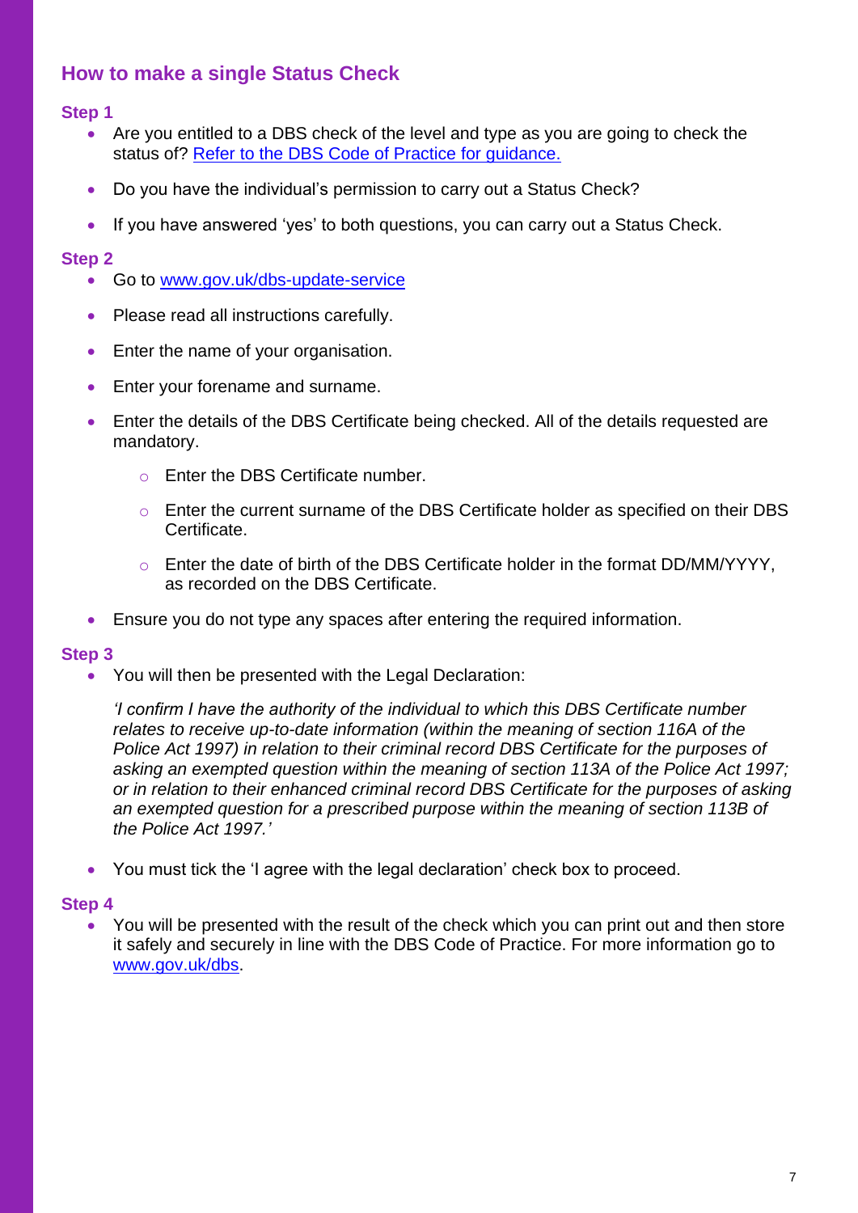## How to make a single Status Check

### Step 1

- Are you entitled to a DBS check of the level and type as you are going to check the status of? [Refer to the DBS Code of Practice for guidance.]()
- Do you have the individual's permission to carry out a Status Check?
- If you have answered 'yes' to both questions, you can carry out a Status Check.

### Step 2

- Go to [www.gov.uk/dbs-update-service](www.gov.uk/dbs-update-service)
- Please read all instructions carefully.
- Enter the name of your organisation.
- Enter your forename and surname.
- Enter the details of the DBS Certificate being checked. All of the details requested are mandatory.
    - Enter the DBS Certificate number.
    - Enter the current surname of the DBS Certificate holder as specified on their DBS Certificate.
    - Enter the date of birth of the DBS Certificate holder in the format DD/MM/YYYY, as recorded on the DBS Certificate.
- Ensure you do not type any spaces after entering the required information.

### Step 3

- You will then be presented with the Legal Declaration:

  *'I confirm I have the authority of the individual to which this DBS Certificate number relates to receive up-to-date information (within the meaning of section 116A of the Police Act 1997) in relation to their criminal record DBS Certificate for the purposes of asking an exempted question within the meaning of section 113A of the Police Act 1997; or in relation to their enhanced criminal record DBS Certificate for the purposes of asking an exempted question for a prescribed purpose within the meaning of section 113B of the Police Act 1997.'*

- You must tick the 'I agree with the legal declaration' check box to proceed.

### Step 4

- You will be presented with the result of the check which you can print out and then store it safely and securely in line with the DBS Code of Practice. For more information go to [www.gov.uk/dbs](www.gov.uk/dbs).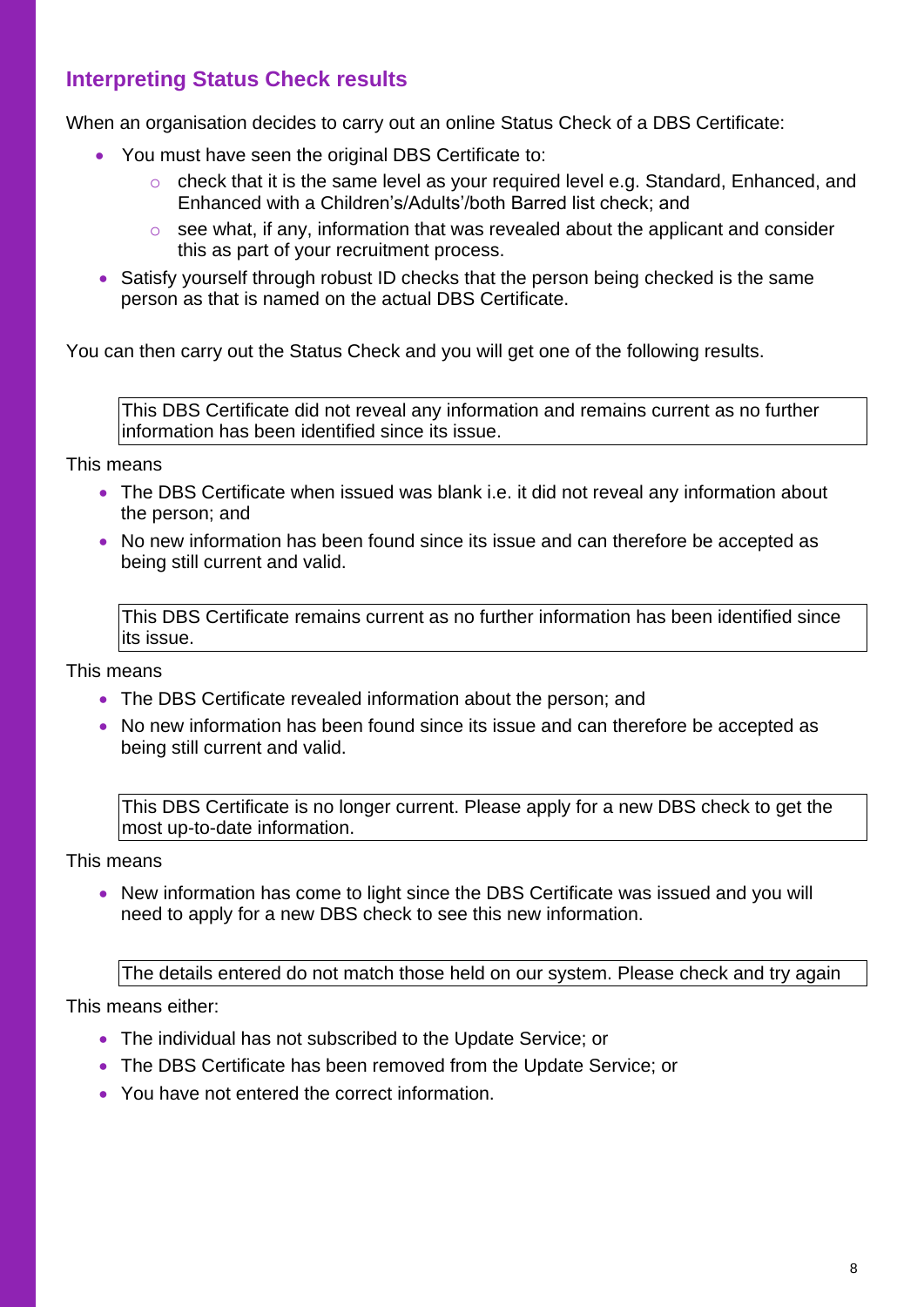## Interpreting Status Check results

When an organisation decides to carry out an online Status Check of a DBS Certificate:

- You must have seen the original DBS Certificate to:
  - check that it is the same level as your required level e.g. Standard, Enhanced, and Enhanced with a Children's/Adults'/both Barred list check; and
  - see what, if any, information that was revealed about the applicant and consider this as part of your recruitment process.
- Satisfy yourself through robust ID checks that the person being checked is the same person as that is named on the actual DBS Certificate.

You can then carry out the Status Check and you will get one of the following results.

> This DBS Certificate did not reveal any information and remains current as no further information has been identified since its issue.

This means

- The DBS Certificate when issued was blank i.e. it did not reveal any information about the person; and
- No new information has been found since its issue and can therefore be accepted as being still current and valid.

> This DBS Certificate remains current as no further information has been identified since its issue.

This means

- The DBS Certificate revealed information about the person; and
- No new information has been found since its issue and can therefore be accepted as being still current and valid.

> This DBS Certificate is no longer current. Please apply for a new DBS check to get the most up-to-date information.

This means

- New information has come to light since the DBS Certificate was issued and you will need to apply for a new DBS check to see this new information.

> The details entered do not match those held on our system. Please check and try again

This means either:

- The individual has not subscribed to the Update Service; or
- The DBS Certificate has been removed from the Update Service; or
- You have not entered the correct information.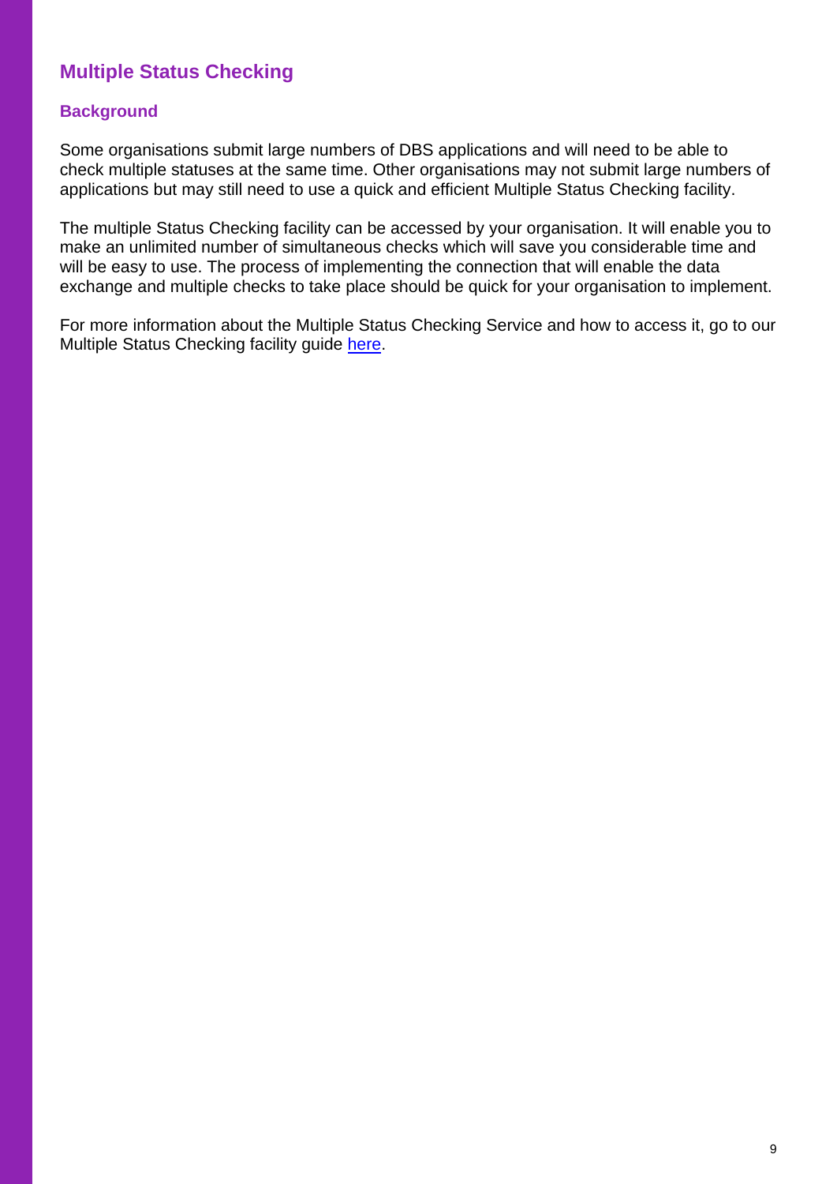## Multiple Status Checking

### Background

Some organisations submit large numbers of DBS applications and will need to be able to check multiple statuses at the same time. Other organisations may not submit large numbers of applications but may still need to use a quick and efficient Multiple Status Checking facility.

The multiple Status Checking facility can be accessed by your organisation. It will enable you to make an unlimited number of simultaneous checks which will save you considerable time and will be easy to use. The process of implementing the connection that will enable the data exchange and multiple checks to take place should be quick for your organisation to implement.

For more information about the Multiple Status Checking Service and how to access it, go to our Multiple Status Checking facility guide here.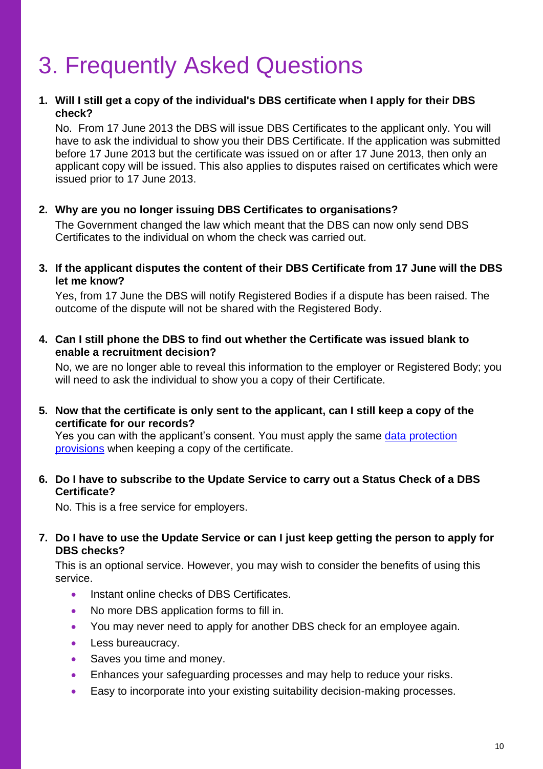# 3. Frequently Asked Questions

1. **Will I still get a copy of the individual's DBS certificate when I apply for their DBS check?**

   No. From 17 June 2013 the DBS will issue DBS Certificates to the applicant only. You will have to ask the individual to show you their DBS Certificate. If the application was submitted before 17 June 2013 but the certificate was issued on or after 17 June 2013, then only an applicant copy will be issued. This also applies to disputes raised on certificates which were issued prior to 17 June 2013.

2. **Why are you no longer issuing DBS Certificates to organisations?**

   The Government changed the law which meant that the DBS can now only send DBS Certificates to the individual on whom the check was carried out.

3. **If the applicant disputes the content of their DBS Certificate from 17 June will the DBS let me know?**

   Yes, from 17 June the DBS will notify Registered Bodies if a dispute has been raised. The outcome of the dispute will not be shared with the Registered Body.

4. **Can I still phone the DBS to find out whether the Certificate was issued blank to enable a recruitment decision?**

   No, we are no longer able to reveal this information to the employer or Registered Body; you will need to ask the individual to show you a copy of their Certificate.

5. **Now that the certificate is only sent to the applicant, can I still keep a copy of the certificate for our records?**

   Yes you can with the applicant's consent. You must apply the same data protection provisions when keeping a copy of the certificate.

6. **Do I have to subscribe to the Update Service to carry out a Status Check of a DBS Certificate?**

   No. This is a free service for employers.

7. **Do I have to use the Update Service or can I just keep getting the person to apply for DBS checks?**

   This is an optional service. However, you may wish to consider the benefits of using this service.

   - Instant online checks of DBS Certificates.
   - No more DBS application forms to fill in.
   - You may never need to apply for another DBS check for an employee again.
   - Less bureaucracy.
   - Saves you time and money.
   - Enhances your safeguarding processes and may help to reduce your risks.
   - Easy to incorporate into your existing suitability decision-making processes.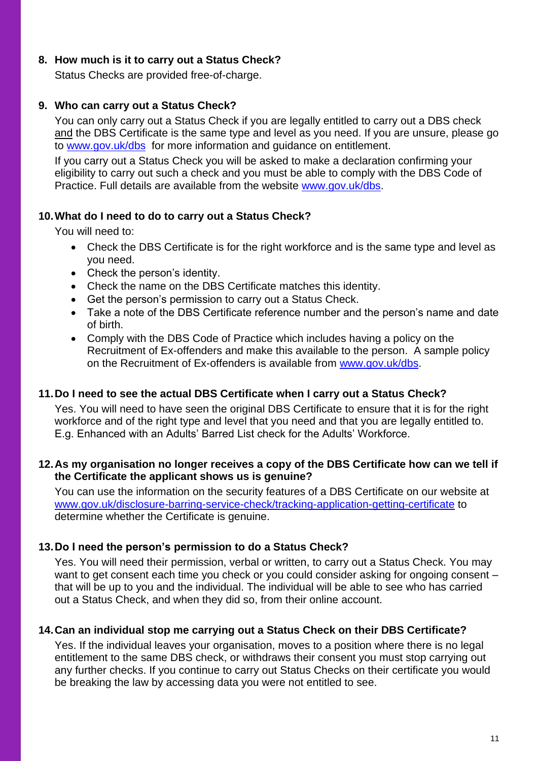### 8. How much is it to carry out a Status Check?

Status Checks are provided free-of-charge.

### 9. Who can carry out a Status Check?

You can only carry out a Status Check if you are legally entitled to carry out a DBS check and the DBS Certificate is the same type and level as you need. If you are unsure, please go to [www.gov.uk/dbs](http://www.gov.uk/dbs) for more information and guidance on entitlement.

If you carry out a Status Check you will be asked to make a declaration confirming your eligibility to carry out such a check and you must be able to comply with the DBS Code of Practice. Full details are available from the website [www.gov.uk/dbs](http://www.gov.uk/dbs).

### 10. What do I need to do to carry out a Status Check?

You will need to:

- Check the DBS Certificate is for the right workforce and is the same type and level as you need.
- Check the person's identity.
- Check the name on the DBS Certificate matches this identity.
- Get the person's permission to carry out a Status Check.
- Take a note of the DBS Certificate reference number and the person's name and date of birth.
- Comply with the DBS Code of Practice which includes having a policy on the Recruitment of Ex-offenders and make this available to the person. A sample policy on the Recruitment of Ex-offenders is available from [www.gov.uk/dbs](http://www.gov.uk/dbs).

### 11. Do I need to see the actual DBS Certificate when I carry out a Status Check?

Yes. You will need to have seen the original DBS Certificate to ensure that it is for the right workforce and of the right type and level that you need and that you are legally entitled to. E.g. Enhanced with an Adults' Barred List check for the Adults' Workforce.

### 12. As my organisation no longer receives a copy of the DBS Certificate how can we tell if the Certificate the applicant shows us is genuine?

You can use the information on the security features of a DBS Certificate on our website at [www.gov.uk/disclosure-barring-service-check/tracking-application-getting-certificate](http://www.gov.uk/disclosure-barring-service-check/tracking-application-getting-certificate) to determine whether the Certificate is genuine.

### 13. Do I need the person's permission to do a Status Check?

Yes. You will need their permission, verbal or written, to carry out a Status Check. You may want to get consent each time you check or you could consider asking for ongoing consent – that will be up to you and the individual. The individual will be able to see who has carried out a Status Check, and when they did so, from their online account.

### 14. Can an individual stop me carrying out a Status Check on their DBS Certificate?

Yes. If the individual leaves your organisation, moves to a position where there is no legal entitlement to the same DBS check, or withdraws their consent you must stop carrying out any further checks. If you continue to carry out Status Checks on their certificate you would be breaking the law by accessing data you were not entitled to see.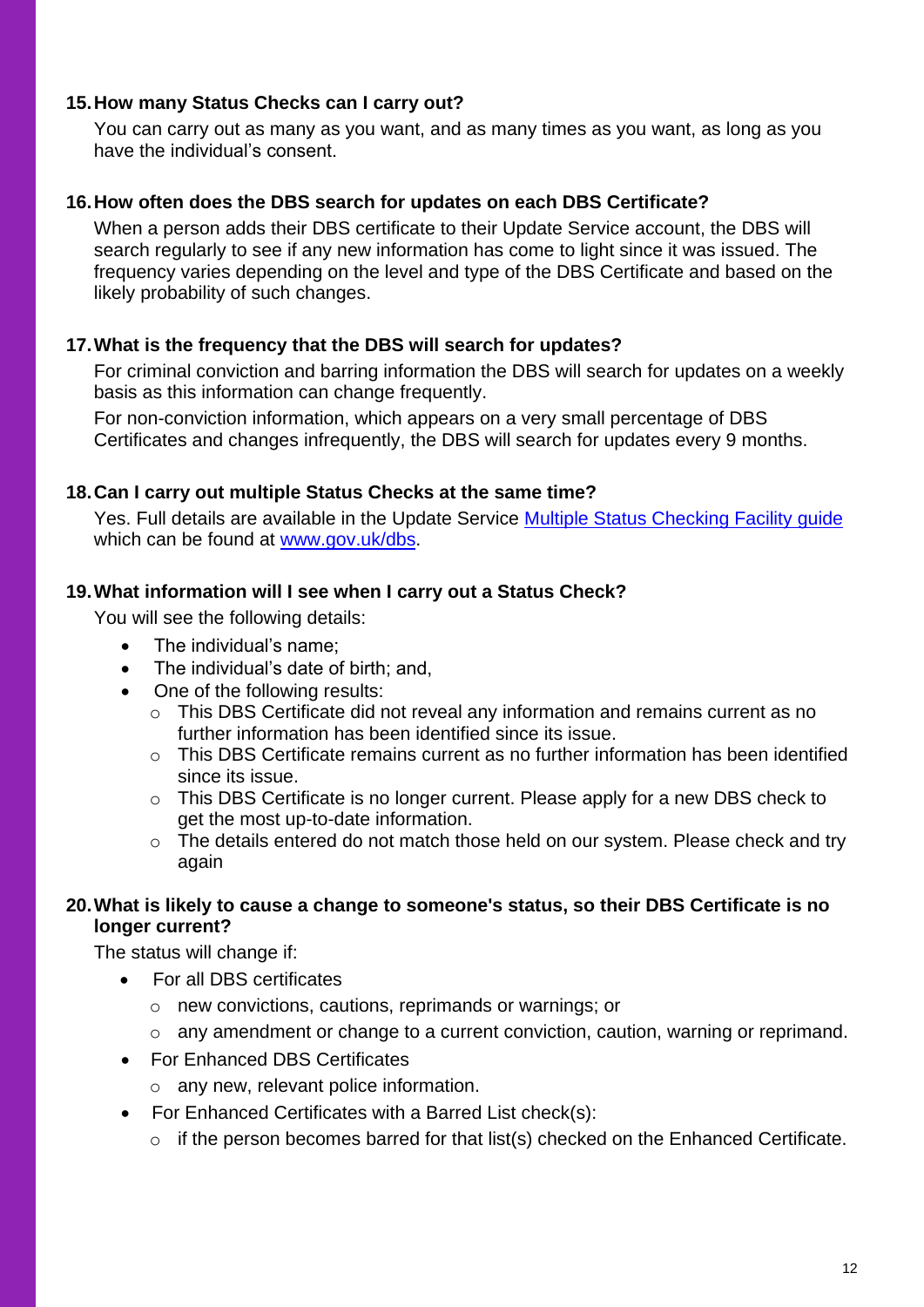### 15. How many Status Checks can I carry out?

You can carry out as many as you want, and as many times as you want, as long as you have the individual's consent.

### 16. How often does the DBS search for updates on each DBS Certificate?

When a person adds their DBS certificate to their Update Service account, the DBS will search regularly to see if any new information has come to light since it was issued. The frequency varies depending on the level and type of the DBS Certificate and based on the likely probability of such changes.

### 17. What is the frequency that the DBS will search for updates?

For criminal conviction and barring information the DBS will search for updates on a weekly basis as this information can change frequently.

For non-conviction information, which appears on a very small percentage of DBS Certificates and changes infrequently, the DBS will search for updates every 9 months.

### 18. Can I carry out multiple Status Checks at the same time?

Yes. Full details are available in the Update Service [Multiple Status Checking Facility guide] which can be found at [www.gov.uk/dbs].

### 19. What information will I see when I carry out a Status Check?

You will see the following details:

- The individual's name;
- The individual's date of birth; and,
- One of the following results:
  - This DBS Certificate did not reveal any information and remains current as no further information has been identified since its issue.
  - This DBS Certificate remains current as no further information has been identified since its issue.
  - This DBS Certificate is no longer current. Please apply for a new DBS check to get the most up-to-date information.
  - The details entered do not match those held on our system. Please check and try again

### 20. What is likely to cause a change to someone's status, so their DBS Certificate is no longer current?

The status will change if:

- For all DBS certificates
  - new convictions, cautions, reprimands or warnings; or
  - any amendment or change to a current conviction, caution, warning or reprimand.
- For Enhanced DBS Certificates
  - any new, relevant police information.
- For Enhanced Certificates with a Barred List check(s):
  - if the person becomes barred for that list(s) checked on the Enhanced Certificate.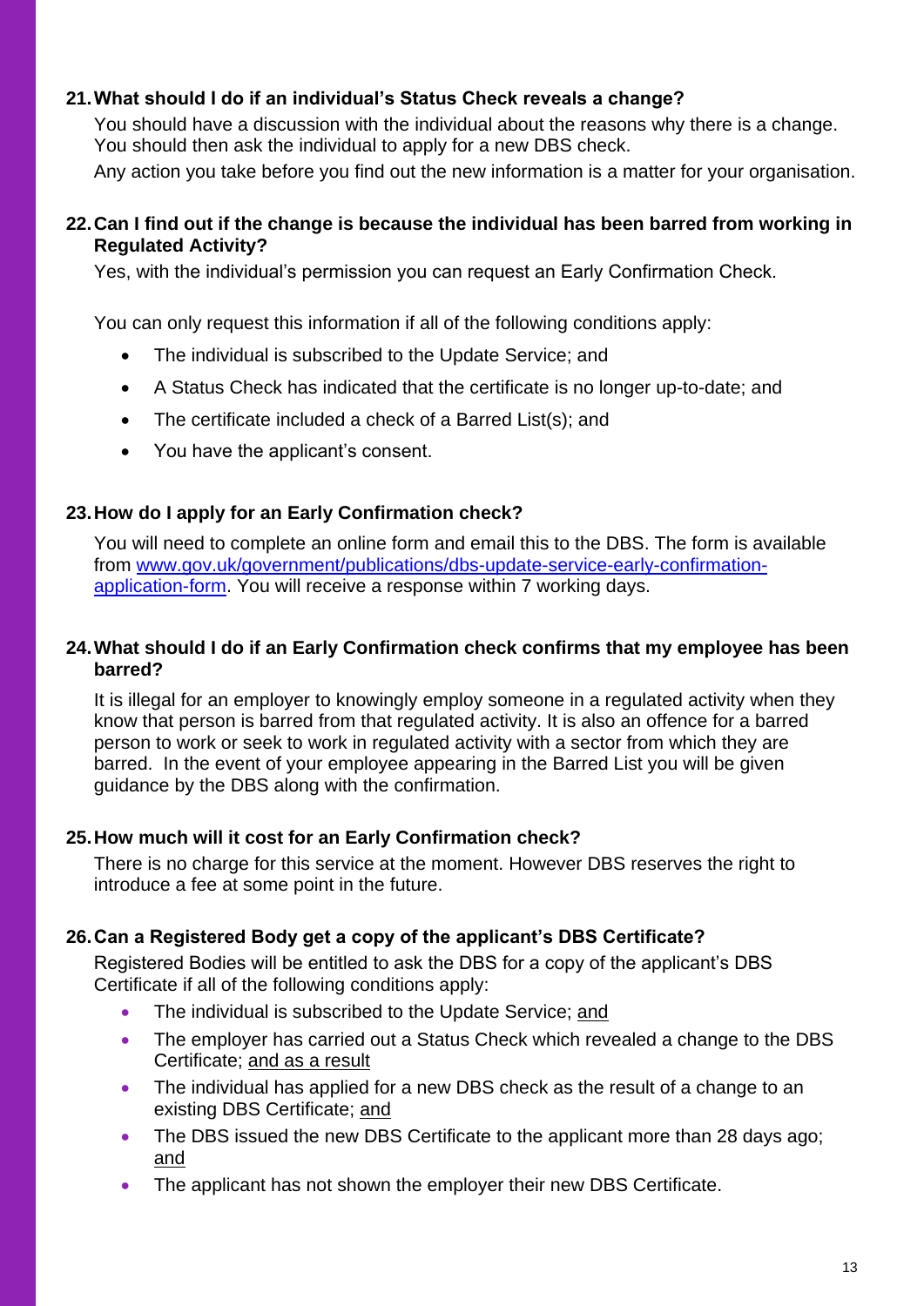### 21. What should I do if an individual's Status Check reveals a change?

You should have a discussion with the individual about the reasons why there is a change. You should then ask the individual to apply for a new DBS check.

Any action you take before you find out the new information is a matter for your organisation.

### 22. Can I find out if the change is because the individual has been barred from working in Regulated Activity?

Yes, with the individual's permission you can request an Early Confirmation Check.

You can only request this information if all of the following conditions apply:

- The individual is subscribed to the Update Service; and
- A Status Check has indicated that the certificate is no longer up-to-date; and
- The certificate included a check of a Barred List(s); and
- You have the applicant's consent.

### 23. How do I apply for an Early Confirmation check?

You will need to complete an online form and email this to the DBS. The form is available from [www.gov.uk/government/publications/dbs-update-service-early-confirmation-application-form](www.gov.uk/government/publications/dbs-update-service-early-confirmation-application-form). You will receive a response within 7 working days.

### 24. What should I do if an Early Confirmation check confirms that my employee has been barred?

It is illegal for an employer to knowingly employ someone in a regulated activity when they know that person is barred from that regulated activity. It is also an offence for a barred person to work or seek to work in regulated activity with a sector from which they are barred. In the event of your employee appearing in the Barred List you will be given guidance by the DBS along with the confirmation.

### 25. How much will it cost for an Early Confirmation check?

There is no charge for this service at the moment. However DBS reserves the right to introduce a fee at some point in the future.

### 26. Can a Registered Body get a copy of the applicant's DBS Certificate?

Registered Bodies will be entitled to ask the DBS for a copy of the applicant's DBS Certificate if all of the following conditions apply:

- The individual is subscribed to the Update Service; <u>and</u>
- The employer has carried out a Status Check which revealed a change to the DBS Certificate; <u>and as a result</u>
- The individual has applied for a new DBS check as the result of a change to an existing DBS Certificate; <u>and</u>
- The DBS issued the new DBS Certificate to the applicant more than 28 days ago; <u>and</u>
- The applicant has not shown the employer their new DBS Certificate.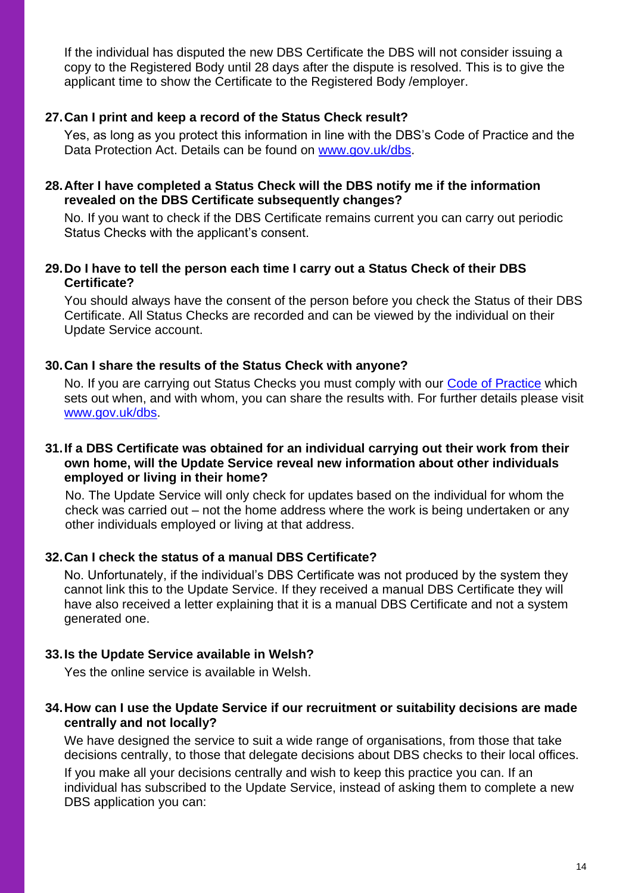If the individual has disputed the new DBS Certificate the DBS will not consider issuing a copy to the Registered Body until 28 days after the dispute is resolved. This is to give the applicant time to show the Certificate to the Registered Body /employer.

**27. Can I print and keep a record of the Status Check result?**

Yes, as long as you protect this information in line with the DBS's Code of Practice and the Data Protection Act. Details can be found on [www.gov.uk/dbs](www.gov.uk/dbs).

**28. After I have completed a Status Check will the DBS notify me if the information revealed on the DBS Certificate subsequently changes?**

No. If you want to check if the DBS Certificate remains current you can carry out periodic Status Checks with the applicant's consent.

**29. Do I have to tell the person each time I carry out a Status Check of their DBS Certificate?**

You should always have the consent of the person before you check the Status of their DBS Certificate. All Status Checks are recorded and can be viewed by the individual on their Update Service account.

**30. Can I share the results of the Status Check with anyone?**

No. If you are carrying out Status Checks you must comply with our Code of Practice which sets out when, and with whom, you can share the results with. For further details please visit [www.gov.uk/dbs](www.gov.uk/dbs).

**31. If a DBS Certificate was obtained for an individual carrying out their work from their own home, will the Update Service reveal new information about other individuals employed or living in their home?**

No. The Update Service will only check for updates based on the individual for whom the check was carried out – not the home address where the work is being undertaken or any other individuals employed or living at that address.

**32. Can I check the status of a manual DBS Certificate?**

No. Unfortunately, if the individual's DBS Certificate was not produced by the system they cannot link this to the Update Service. If they received a manual DBS Certificate they will have also received a letter explaining that it is a manual DBS Certificate and not a system generated one.

**33. Is the Update Service available in Welsh?**

Yes the online service is available in Welsh.

**34. How can I use the Update Service if our recruitment or suitability decisions are made centrally and not locally?**

We have designed the service to suit a wide range of organisations, from those that take decisions centrally, to those that delegate decisions about DBS checks to their local offices.

If you make all your decisions centrally and wish to keep this practice you can. If an individual has subscribed to the Update Service, instead of asking them to complete a new DBS application you can: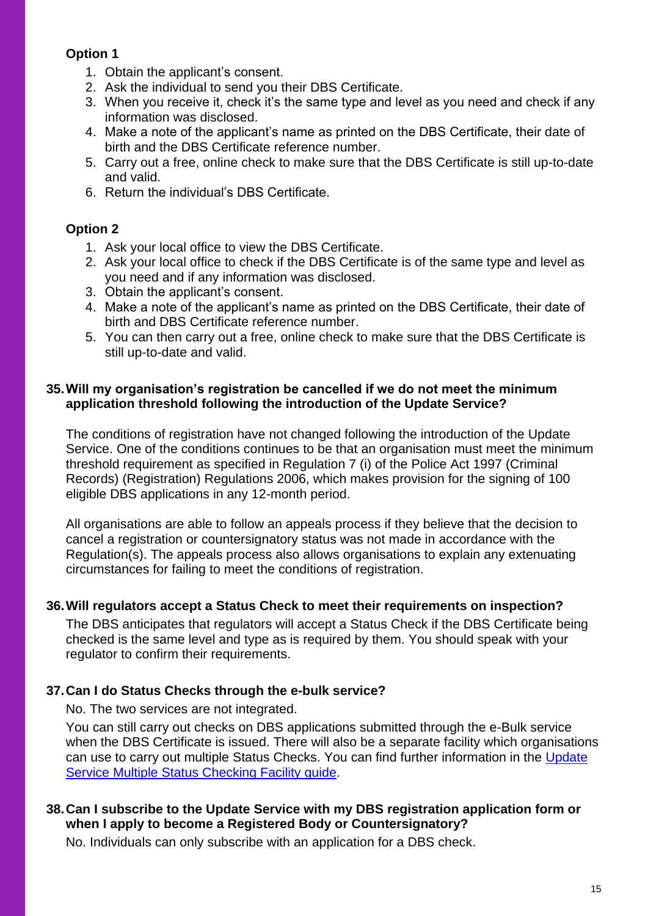**Option 1**

1. Obtain the applicant's consent.
2. Ask the individual to send you their DBS Certificate.
3. When you receive it, check it's the same type and level as you need and check if any information was disclosed.
4. Make a note of the applicant's name as printed on the DBS Certificate, their date of birth and the DBS Certificate reference number.
5. Carry out a free, online check to make sure that the DBS Certificate is still up-to-date and valid.
6. Return the individual's DBS Certificate.

**Option 2**

1. Ask your local office to view the DBS Certificate.
2. Ask your local office to check if the DBS Certificate is of the same type and level as you need and if any information was disclosed.
3. Obtain the applicant's consent.
4. Make a note of the applicant's name as printed on the DBS Certificate, their date of birth and DBS Certificate reference number.
5. You can then carry out a free, online check to make sure that the DBS Certificate is still up-to-date and valid.

**35. Will my organisation's registration be cancelled if we do not meet the minimum application threshold following the introduction of the Update Service?**

The conditions of registration have not changed following the introduction of the Update Service. One of the conditions continues to be that an organisation must meet the minimum threshold requirement as specified in Regulation 7 (i) of the Police Act 1997 (Criminal Records) (Registration) Regulations 2006, which makes provision for the signing of 100 eligible DBS applications in any 12-month period.

All organisations are able to follow an appeals process if they believe that the decision to cancel a registration or countersignatory status was not made in accordance with the Regulation(s). The appeals process also allows organisations to explain any extenuating circumstances for failing to meet the conditions of registration.

**36. Will regulators accept a Status Check to meet their requirements on inspection?**

The DBS anticipates that regulators will accept a Status Check if the DBS Certificate being checked is the same level and type as is required by them. You should speak with your regulator to confirm their requirements.

**37. Can I do Status Checks through the e-bulk service?**

No. The two services are not integrated.

You can still carry out checks on DBS applications submitted through the e-Bulk service when the DBS Certificate is issued. There will also be a separate facility which organisations can use to carry out multiple Status Checks. You can find further information in the Update Service Multiple Status Checking Facility guide.

**38. Can I subscribe to the Update Service with my DBS registration application form or when I apply to become a Registered Body or Countersignatory?**

No. Individuals can only subscribe with an application for a DBS check.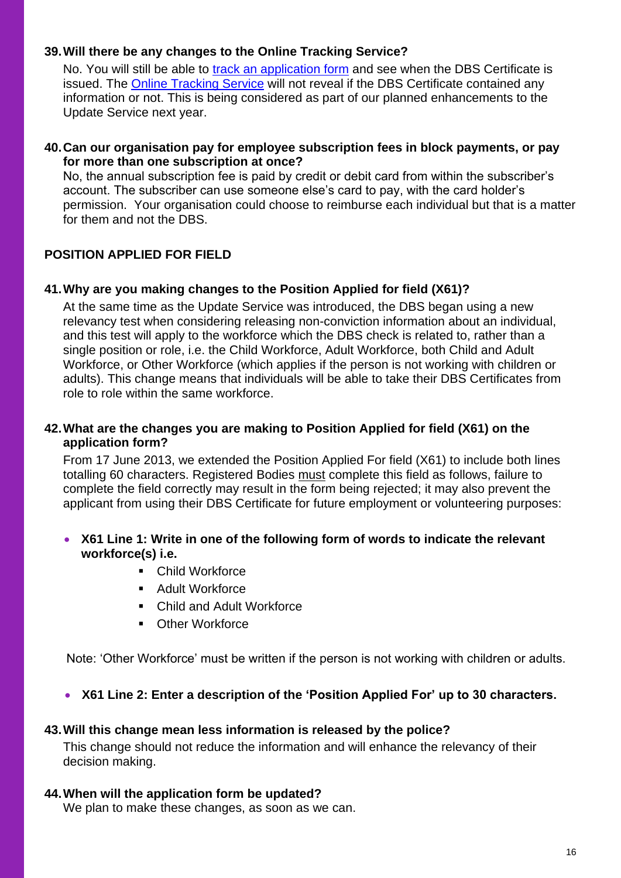**39. Will there be any changes to the Online Tracking Service?**

No. You will still be able to [track an application form](track an application form) and see when the DBS Certificate is issued. The [Online Tracking Service](Online Tracking Service) will not reveal if the DBS Certificate contained any information or not. This is being considered as part of our planned enhancements to the Update Service next year.

**40. Can our organisation pay for employee subscription fees in block payments, or pay for more than one subscription at once?**

No, the annual subscription fee is paid by credit or debit card from within the subscriber's account. The subscriber can use someone else's card to pay, with the card holder's permission. Your organisation could choose to reimburse each individual but that is a matter for them and not the DBS.

## POSITION APPLIED FOR FIELD

**41. Why are you making changes to the Position Applied for field (X61)?**

At the same time as the Update Service was introduced, the DBS began using a new relevancy test when considering releasing non-conviction information about an individual, and this test will apply to the workforce which the DBS check is related to, rather than a single position or role, i.e. the Child Workforce, Adult Workforce, both Child and Adult Workforce, or Other Workforce (which applies if the person is not working with children or adults). This change means that individuals will be able to take their DBS Certificates from role to role within the same workforce.

**42. What are the changes you are making to Position Applied for field (X61) on the application form?**

From 17 June 2013, we extended the Position Applied For field (X61) to include both lines totalling 60 characters. Registered Bodies <u>must</u> complete this field as follows, failure to complete the field correctly may result in the form being rejected; it may also prevent the applicant from using their DBS Certificate for future employment or volunteering purposes:

- **X61 Line 1: Write in one of the following form of words to indicate the relevant workforce(s) i.e.**
  - Child Workforce
  - Adult Workforce
  - Child and Adult Workforce
  - Other Workforce

Note: 'Other Workforce' must be written if the person is not working with children or adults.

- **X61 Line 2: Enter a description of the 'Position Applied For' up to 30 characters.**

**43. Will this change mean less information is released by the police?**

This change should not reduce the information and will enhance the relevancy of their decision making.

**44. When will the application form be updated?**

We plan to make these changes, as soon as we can.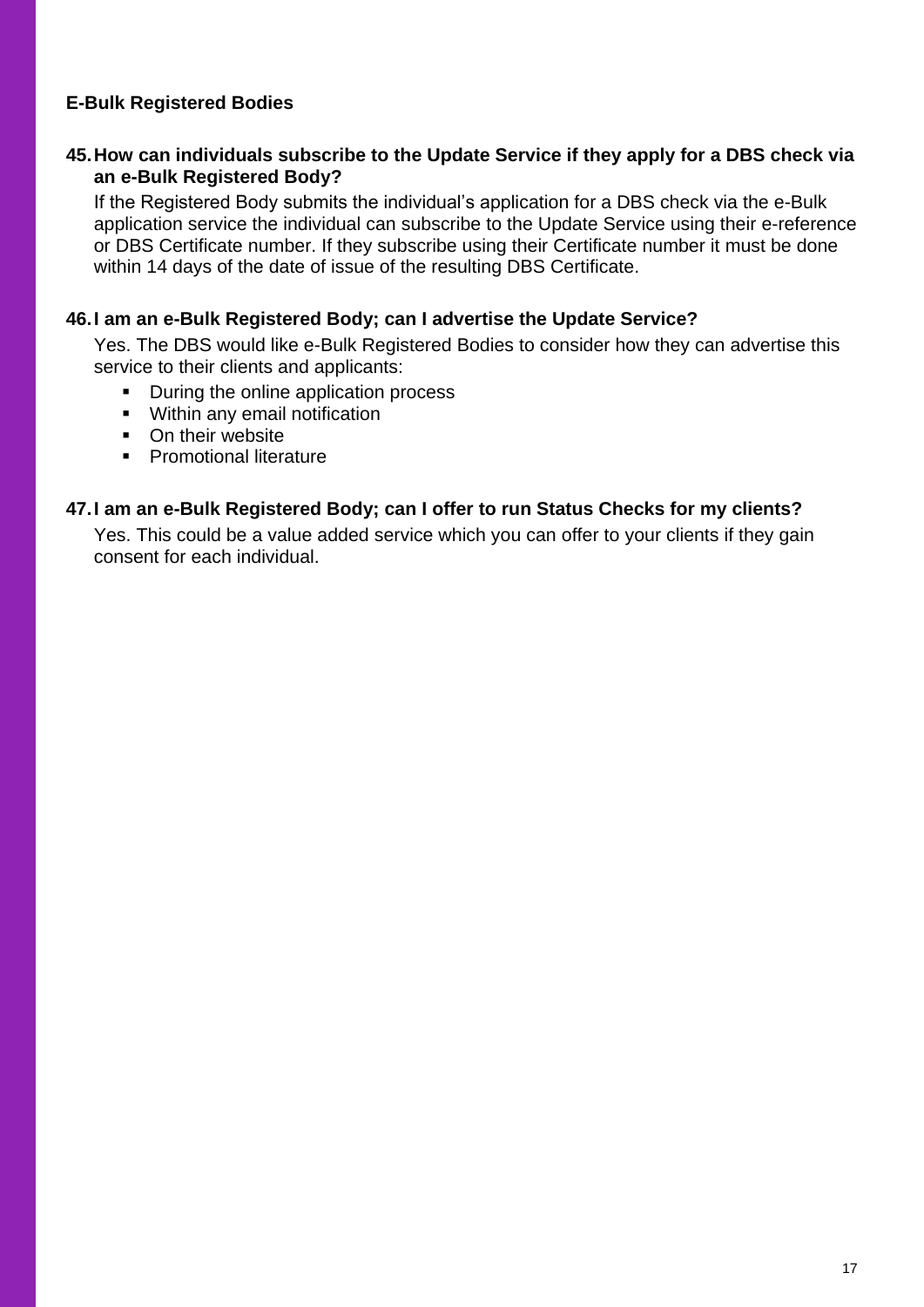### E-Bulk Registered Bodies

**45. How can individuals subscribe to the Update Service if they apply for a DBS check via an e-Bulk Registered Body?**

If the Registered Body submits the individual's application for a DBS check via the e-Bulk application service the individual can subscribe to the Update Service using their e-reference or DBS Certificate number. If they subscribe using their Certificate number it must be done within 14 days of the date of issue of the resulting DBS Certificate.

**46. I am an e-Bulk Registered Body; can I advertise the Update Service?**

Yes. The DBS would like e-Bulk Registered Bodies to consider how they can advertise this service to their clients and applicants:

- During the online application process
- Within any email notification
- On their website
- Promotional literature

**47. I am an e-Bulk Registered Body; can I offer to run Status Checks for my clients?**

Yes. This could be a value added service which you can offer to your clients if they gain consent for each individual.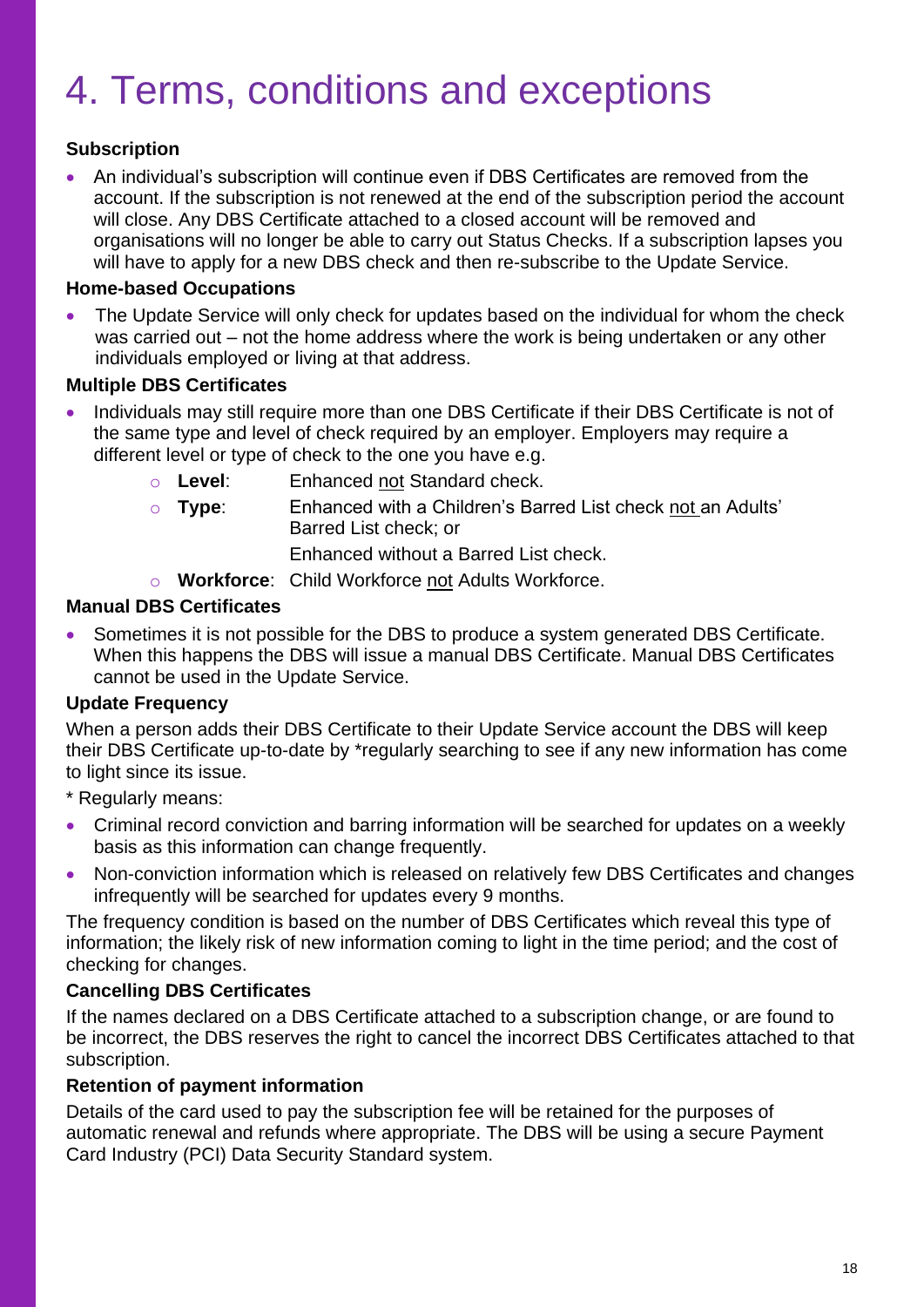# 4. Terms, conditions and exceptions

**Subscription**

- An individual's subscription will continue even if DBS Certificates are removed from the account. If the subscription is not renewed at the end of the subscription period the account will close. Any DBS Certificate attached to a closed account will be removed and organisations will no longer be able to carry out Status Checks. If a subscription lapses you will have to apply for a new DBS check and then re-subscribe to the Update Service.

**Home-based Occupations**

- The Update Service will only check for updates based on the individual for whom the check was carried out – not the home address where the work is being undertaken or any other individuals employed or living at that address.

**Multiple DBS Certificates**

- Individuals may still require more than one DBS Certificate if their DBS Certificate is not of the same type and level of check required by an employer. Employers may require a different level or type of check to the one you have e.g.
  - **Level**: Enhanced not Standard check.
  - **Type**: Enhanced with a Children's Barred List check not an Adults' Barred List check; or
    Enhanced without a Barred List check.
  - **Workforce**: Child Workforce not Adults Workforce.

**Manual DBS Certificates**

- Sometimes it is not possible for the DBS to produce a system generated DBS Certificate. When this happens the DBS will issue a manual DBS Certificate. Manual DBS Certificates cannot be used in the Update Service.

**Update Frequency**

When a person adds their DBS Certificate to their Update Service account the DBS will keep their DBS Certificate up-to-date by *regularly searching to see if any new information has come to light since its issue.

* Regularly means:

- Criminal record conviction and barring information will be searched for updates on a weekly basis as this information can change frequently.
- Non-conviction information which is released on relatively few DBS Certificates and changes infrequently will be searched for updates every 9 months.

The frequency condition is based on the number of DBS Certificates which reveal this type of information; the likely risk of new information coming to light in the time period; and the cost of checking for changes.

**Cancelling DBS Certificates**

If the names declared on a DBS Certificate attached to a subscription change, or are found to be incorrect, the DBS reserves the right to cancel the incorrect DBS Certificates attached to that subscription.

**Retention of payment information**

Details of the card used to pay the subscription fee will be retained for the purposes of automatic renewal and refunds where appropriate. The DBS will be using a secure Payment Card Industry (PCI) Data Security Standard system.